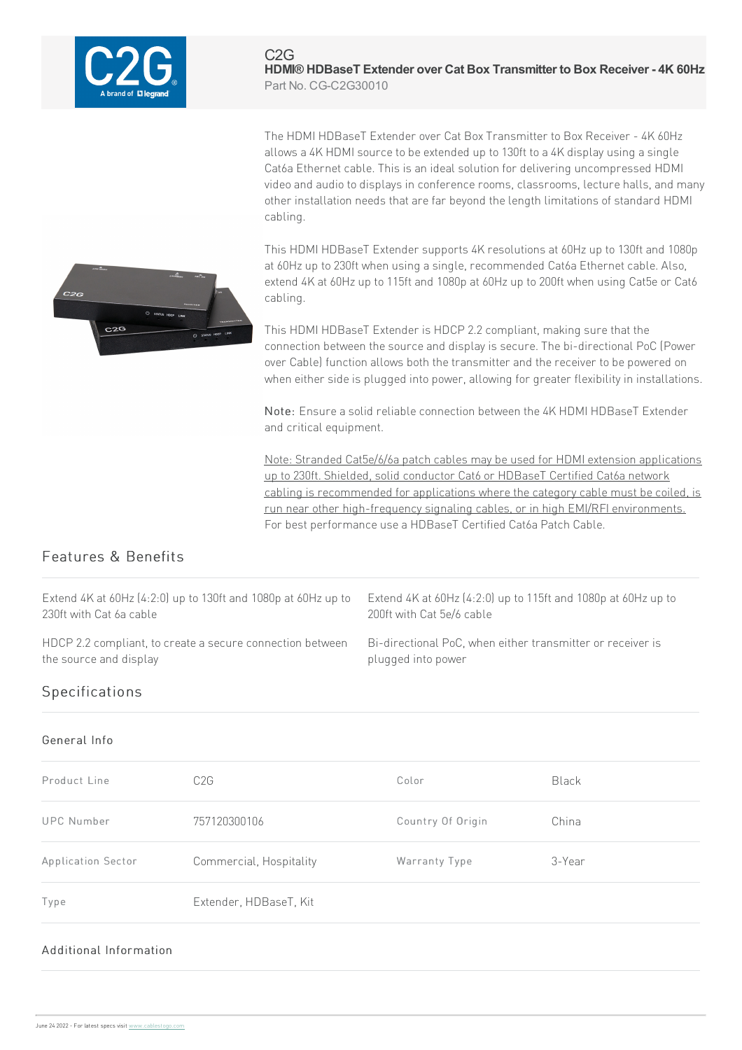C2G

# HDMI® HDBaseT Extender over Cat Box Transmitter to Box Receiver - 4K 60Hz

Part No. CG-C2G30010

The HDMI HDBaseT Extender over Cat Box Transmitter to Box Receiver - 4K 60Hz allows a 4K HDMI source to be extended up to 130ft to a 4K display using a single Cat6a Ethernet cable. This is an ideal solution for delivering uncompressed HDMI video and audio to displays in conference rooms, classrooms, lecture halls, and many other installation needs that are far beyond the length limitations of standard HDMI cabling.

This HDMI HDBaseT Extender supports 4K resolutions at 60Hz up to 130ft and 1080p at 60Hz up to 230ft when using a single, recommended Cat6a Ethernet cable. Also, extend 4K at 60Hz up to 115ft and 1080p at 60Hz up to 200ft when using Cat5e or Cat6 cabling.

This HDMI HDBaseT Extender is HDCP 2.2 compliant, making sure that the connection between the source and display is secure. The bi-directional PoC (Power over Cable) function allows both the transmitter and the receiver to be powered on when either side is plugged into power, allowing for greater flexibility in installations.

Note: Ensure a solid reliable connection between the 4K HDMI HDBaseT Extender and critical equipment.

Note: Stranded Cat5e/6/6a patch cables may be used for HDMI extension applications up to 230ft. Shielded, solid conductor Cat6 or HDBaseT Certified Cat6a network cabling is recommended for applications where the category cable must be coiled, is run near other high-frequency signaling cables, or in high EMI/RFI environments. For best performance use a HDBaseT Certified Cat6a Patch Cable.

## Features & Benefits

- Extend 4K at 60Hz (4:2:0) up to 130ft and 1080p at 60Hz up to 230ft with Cat 6a cable
- Extend 4K at 60Hz (4:2:0) up to 115ft and 1080p at 60Hz up to 200ft with Cat 5e/6 cable
- HDCP 2.2 compliant, to create a secure connection between the source and display
- Bi-directional PoC, when either transmitter or receiver is plugged into power

## Specifications

### General Info

| | | | |
|---|---|---|---|
| Product Line | C2G | Color | Black |
| UPC Number | 757120300106 | Country Of Origin | China |
| Application Sector | Commercial, Hospitality | Warranty Type | 3-Year |
| Type | Extender, HDBaseT, Kit | | |

### Additional Information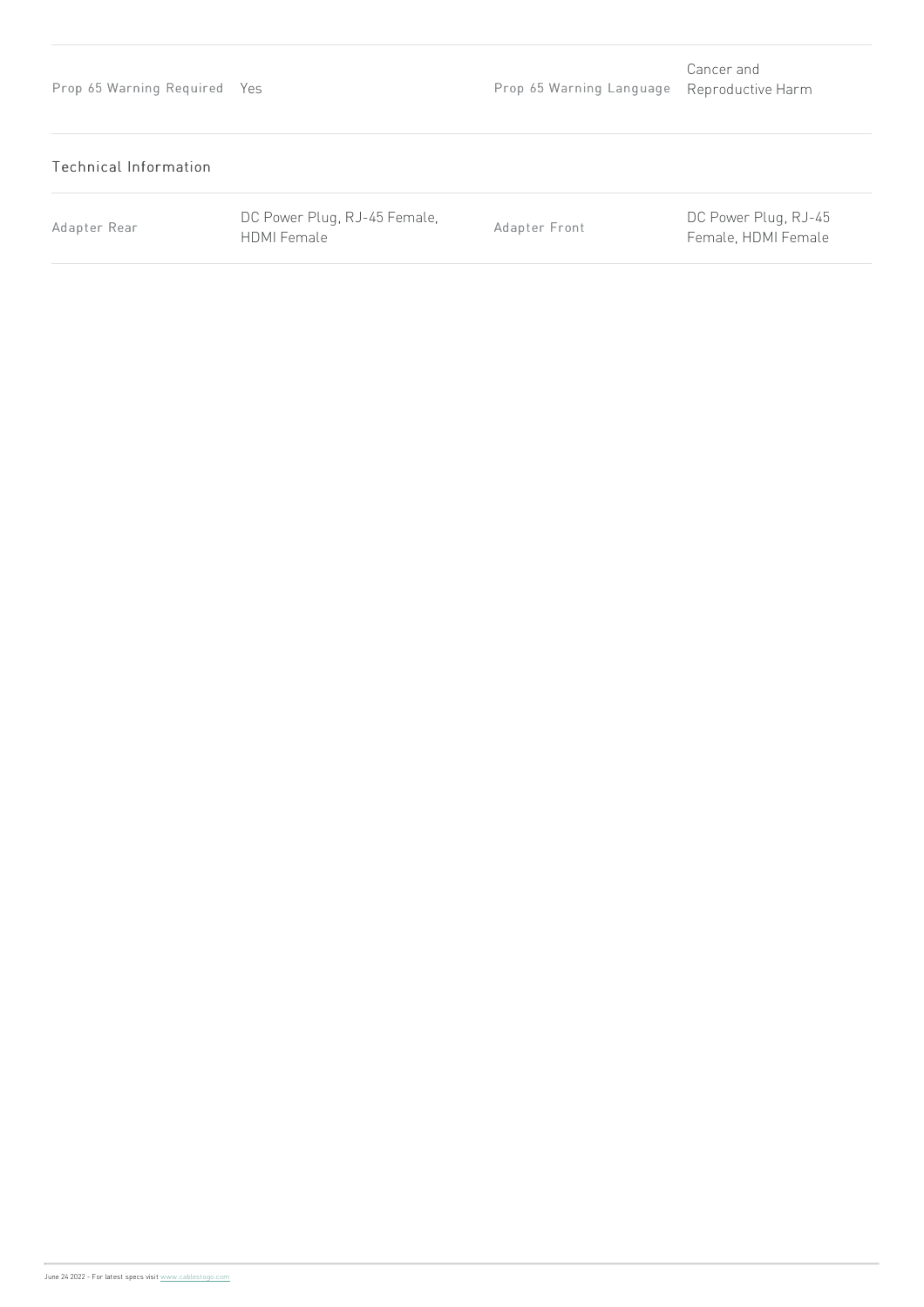| | | | |
|---|---|---|---|
| Prop 65 Warning Required | Yes | Prop 65 Warning Language | Cancer and Reproductive Harm |

## Technical Information

| | | | |
|---|---|---|---|
| Adapter Rear | DC Power Plug, RJ-45 Female, HDMI Female | Adapter Front | DC Power Plug, RJ-45 Female, HDMI Female |

June 24 2022 - For latest specs visit www.cablestogo.com